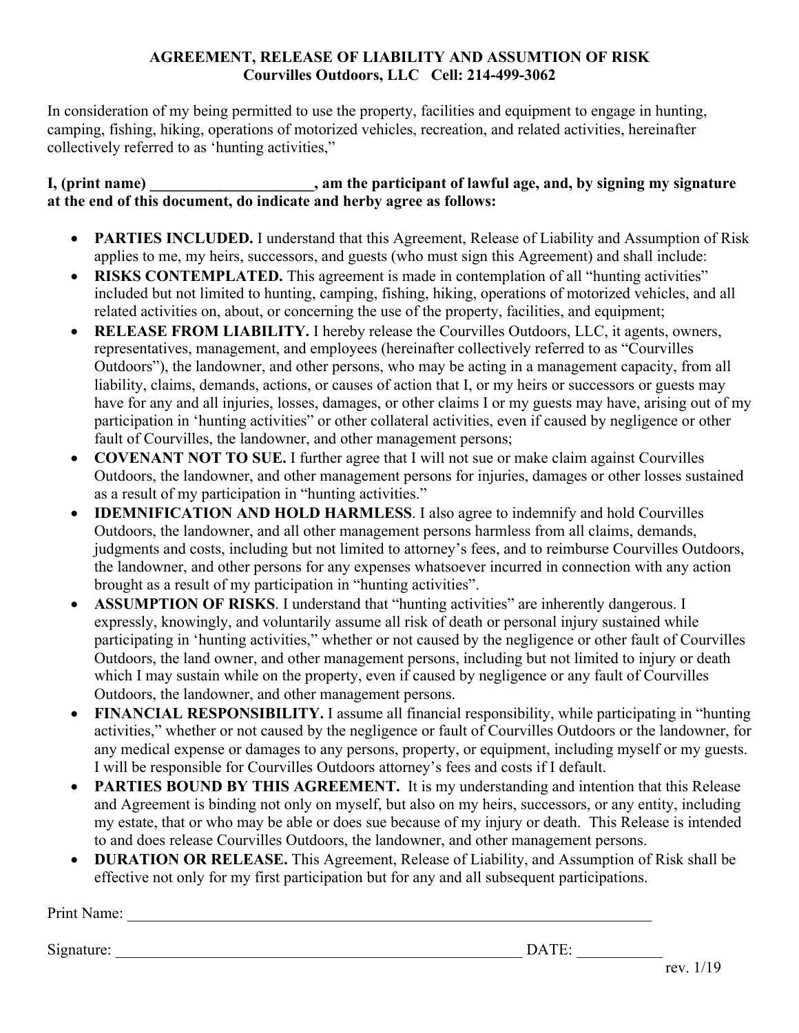**AGREEMENT, RELEASE OF LIABILITY AND ASSUMTION OF RISK**
**Courvilles Outdoors, LLC Cell: 214-499-3062**

In consideration of my being permitted to use the property, facilities and equipment to engage in hunting, camping, fishing, hiking, operations of motorized vehicles, recreation, and related activities, hereinafter collectively referred to as 'hunting activities,"

**I, (print name) \_\_\_\_\_\_\_\_\_\_\_\_\_\_\_\_\_\_\_\_\_\_, am the participant of lawful age, and, by signing my signature at the end of this document, do indicate and herby agree as follows:**

- **PARTIES INCLUDED.** I understand that this Agreement, Release of Liability and Assumption of Risk applies to me, my heirs, successors, and guests (who must sign this Agreement) and shall include:
- **RISKS CONTEMPLATED.** This agreement is made in contemplation of all "hunting activities" included but not limited to hunting, camping, fishing, hiking, operations of motorized vehicles, and all related activities on, about, or concerning the use of the property, facilities, and equipment;
- **RELEASE FROM LIABILITY.** I hereby release the Courvilles Outdoors, LLC, it agents, owners, representatives, management, and employees (hereinafter collectively referred to as "Courvilles Outdoors"), the landowner, and other persons, who may be acting in a management capacity, from all liability, claims, demands, actions, or causes of action that I, or my heirs or successors or guests may have for any and all injuries, losses, damages, or other claims I or my guests may have, arising out of my participation in 'hunting activities" or other collateral activities, even if caused by negligence or other fault of Courvilles, the landowner, and other management persons;
- **COVENANT NOT TO SUE.** I further agree that I will not sue or make claim against Courvilles Outdoors, the landowner, and other management persons for injuries, damages or other losses sustained as a result of my participation in "hunting activities."
- **IDEMNIFICATION AND HOLD HARMLESS**. I also agree to indemnify and hold Courvilles Outdoors, the landowner, and all other management persons harmless from all claims, demands, judgments and costs, including but not limited to attorney's fees, and to reimburse Courvilles Outdoors, the landowner, and other persons for any expenses whatsoever incurred in connection with any action brought as a result of my participation in "hunting activities".
- **ASSUMPTION OF RISKS**. I understand that "hunting activities" are inherently dangerous. I expressly, knowingly, and voluntarily assume all risk of death or personal injury sustained while participating in 'hunting activities," whether or not caused by the negligence or other fault of Courvilles Outdoors, the land owner, and other management persons, including but not limited to injury or death which I may sustain while on the property, even if caused by negligence or any fault of Courvilles Outdoors, the landowner, and other management persons.
- **FINANCIAL RESPONSIBILITY.** I assume all financial responsibility, while participating in "hunting activities," whether or not caused by the negligence or fault of Courvilles Outdoors or the landowner, for any medical expense or damages to any persons, property, or equipment, including myself or my guests. I will be responsible for Courvilles Outdoors attorney's fees and costs if I default.
- **PARTIES BOUND BY THIS AGREEMENT.** It is my understanding and intention that this Release and Agreement is binding not only on myself, but also on my heirs, successors, or any entity, including my estate, that or who may be able or does sue because of my injury or death. This Release is intended to and does release Courvilles Outdoors, the landowner, and other management persons.
- **DURATION OR RELEASE.** This Agreement, Release of Liability, and Assumption of Risk shall be effective not only for my first participation but for any and all subsequent participations.

Print Name: \_\_\_\_\_\_\_\_\_\_\_\_\_\_\_\_\_\_\_\_\_\_\_\_\_\_\_\_\_\_\_\_\_\_\_\_\_\_\_\_\_\_\_\_\_\_\_\_\_\_\_\_\_\_\_\_\_\_\_\_

Signature: \_\_\_\_\_\_\_\_\_\_\_\_\_\_\_\_\_\_\_\_\_\_\_\_\_\_\_\_\_\_\_\_\_\_\_\_\_\_\_\_\_\_\_\_\_\_\_\_ DATE: \_\_\_\_\_\_\_\_\_\_\_

rev. 1/19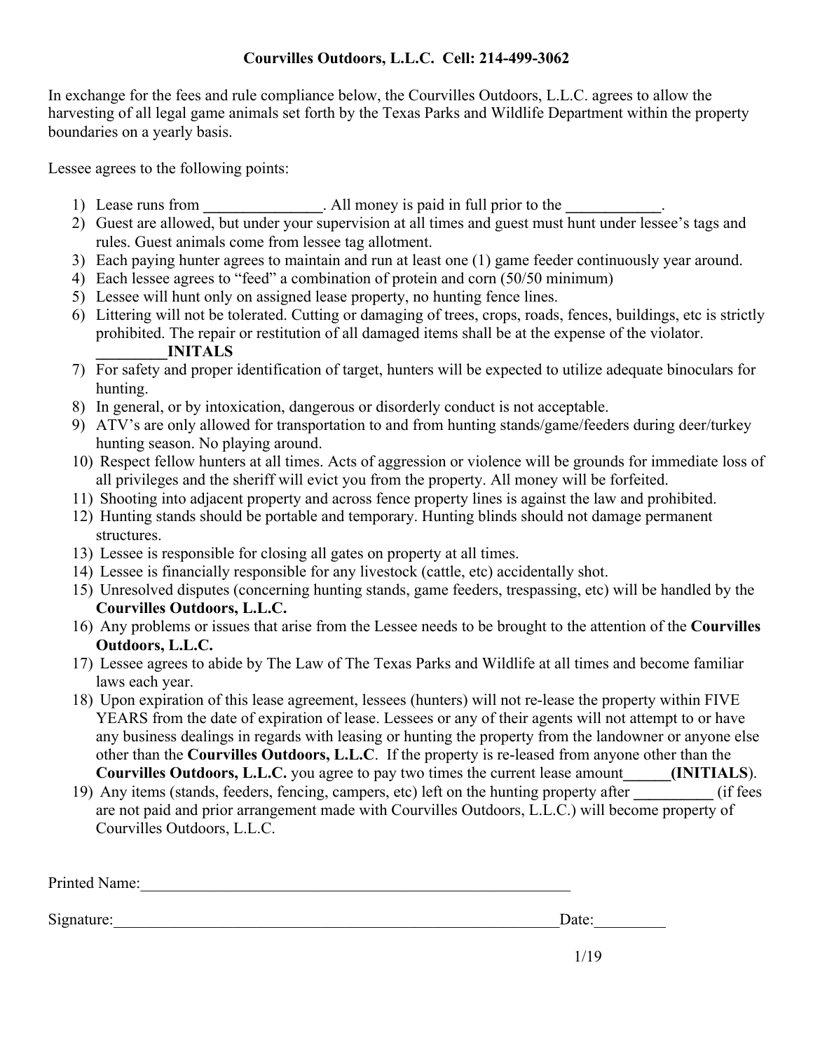**Courvilles Outdoors, L.L.C. Cell: 214-499-3062**

In exchange for the fees and rule compliance below, the Courvilles Outdoors, L.L.C. agrees to allow the harvesting of all legal game animals set forth by the Texas Parks and Wildlife Department within the property boundaries on a yearly basis.

Lessee agrees to the following points:

1) Lease runs from _______________. All money is paid in full prior to the ____________.
2) Guest are allowed, but under your supervision at all times and guest must hunt under lessee's tags and rules. Guest animals come from lessee tag allotment.
3) Each paying hunter agrees to maintain and run at least one (1) game feeder continuously year around.
4) Each lessee agrees to "feed" a combination of protein and corn (50/50 minimum)
5) Lessee will hunt only on assigned lease property, no hunting fence lines.
6) Littering will not be tolerated. Cutting or damaging of trees, crops, roads, fences, buildings, etc is strictly prohibited. The repair or restitution of all damaged items shall be at the expense of the violator. **_________INITALS**
7) For safety and proper identification of target, hunters will be expected to utilize adequate binoculars for hunting.
8) In general, or by intoxication, dangerous or disorderly conduct is not acceptable.
9) ATV's are only allowed for transportation to and from hunting stands/game/feeders during deer/turkey hunting season. No playing around.
10) Respect fellow hunters at all times. Acts of aggression or violence will be grounds for immediate loss of all privileges and the sheriff will evict you from the property. All money will be forfeited.
11) Shooting into adjacent property and across fence property lines is against the law and prohibited.
12) Hunting stands should be portable and temporary. Hunting blinds should not damage permanent structures.
13) Lessee is responsible for closing all gates on property at all times.
14) Lessee is financially responsible for any livestock (cattle, etc) accidentally shot.
15) Unresolved disputes (concerning hunting stands, game feeders, trespassing, etc) will be handled by the **Courvilles Outdoors, L.L.C.**
16) Any problems or issues that arise from the Lessee needs to be brought to the attention of the **Courvilles Outdoors, L.L.C.**
17) Lessee agrees to abide by The Law of The Texas Parks and Wildlife at all times and become familiar laws each year.
18) Upon expiration of this lease agreement, lessees (hunters) will not re-lease the property within FIVE YEARS from the date of expiration of lease. Lessees or any of their agents will not attempt to or have any business dealings in regards with leasing or hunting the property from the landowner or anyone else other than the **Courvilles Outdoors, L.L.C**. If the property is re-leased from anyone other than the **Courvilles Outdoors, L.L.C.** you agree to pay two times the current lease amount**______(INITIALS**).
19) Any items (stands, feeders, fencing, campers, etc) left on the hunting property after __________ (if fees are not paid and prior arrangement made with Courvilles Outdoors, L.L.C.) will become property of Courvilles Outdoors, L.L.C.

Printed Name:_________________________________________________________

Signature:____________________________________________________________Date:_________

1/19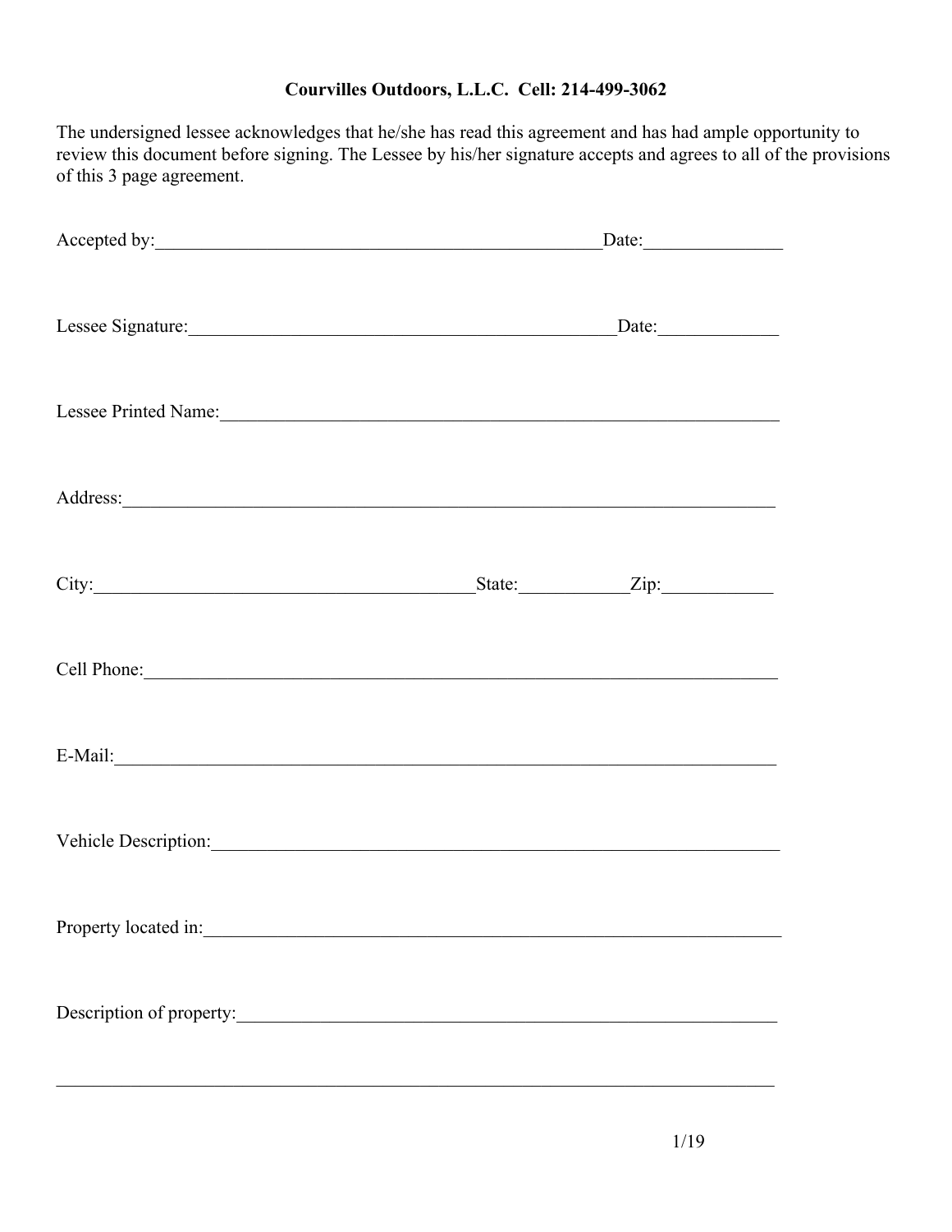**Courvilles Outdoors, L.L.C. Cell: 214-499-3062**

The undersigned lessee acknowledges that he/she has read this agreement and has had ample opportunity to review this document before signing. The Lessee by his/her signature accepts and agrees to all of the provisions of this 3 page agreement.

Accepted by:_________________________________________________Date:_______________

Lessee Signature:_______________________________________________Date:_____________

Lessee Printed Name:______________________________________________________________

Address:______________________________________________________________________

City:__________________________________________State:____________Zip:____________

Cell Phone:____________________________________________________________________

E-Mail:________________________________________________________________________

Vehicle Description:_______________________________________________________________

Property located in:_______________________________________________________________

Description of property:____________________________________________________________

________________________________________________________________________________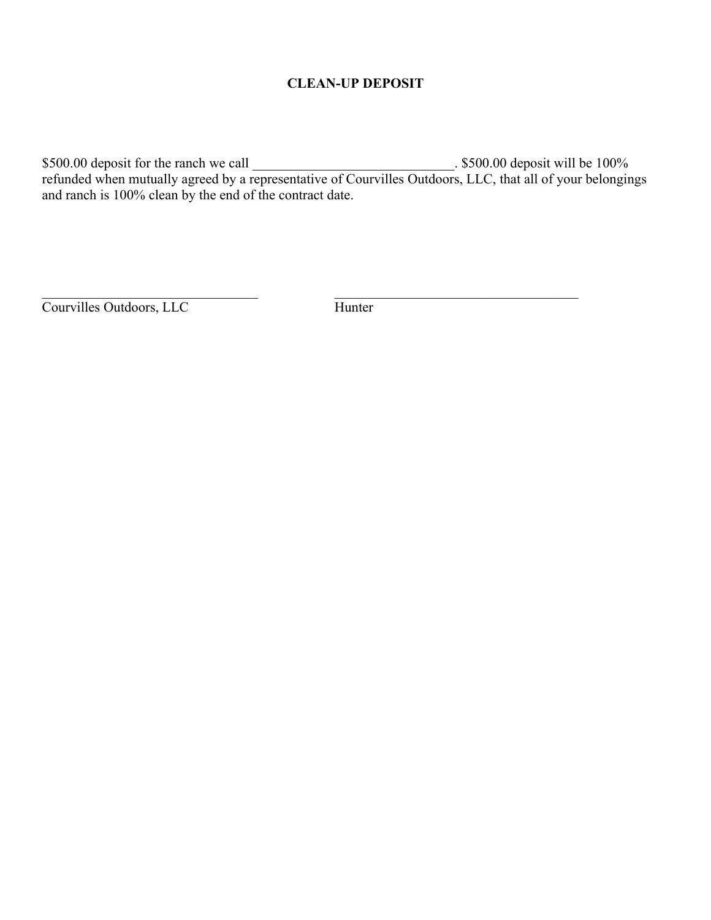**CLEAN-UP DEPOSIT**

$500.00 deposit for the ranch we call _____________________________. $500.00 deposit will be 100% refunded when mutually agreed by a representative of Courvilles Outdoors, LLC, that all of your belongings and ranch is 100% clean by the end of the contract date.

________________________________ ____________________________________

Courvilles Outdoors, LLC Hunter